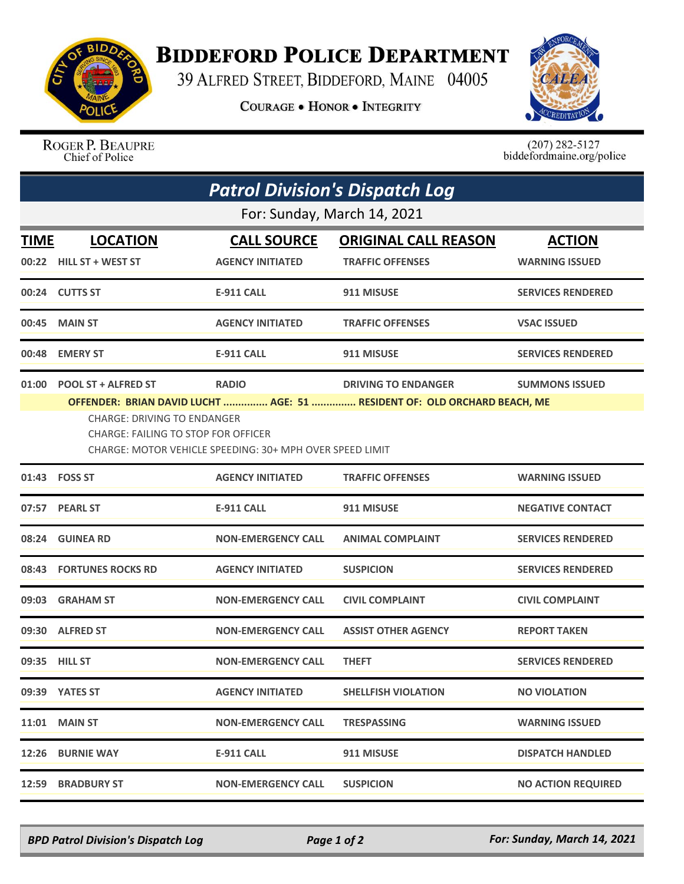# BIDDEFORD POLICE DEPARTMENT

39 ALFRED STREET, BIDDEFORD, MAINE 04005

COURAGE • HONOR • INTEGRITY

ROGER P. BEAUPRE
Chief of Police

(207) 282-5127
biddefordmaine.org/police

## *Patrol Division's Dispatch Log*

For: Sunday, March 14, 2021

| TIME | LOCATION | CALL SOURCE | ORIGINAL CALL REASON | ACTION |
|---|---|---|---|---|
| 00:22 | HILL ST + WEST ST | AGENCY INITIATED | TRAFFIC OFFENSES | WARNING ISSUED |
| 00:24 | CUTTS ST | E-911 CALL | 911 MISUSE | SERVICES RENDERED |
| 00:45 | MAIN ST | AGENCY INITIATED | TRAFFIC OFFENSES | VSAC ISSUED |
| 00:48 | EMERY ST | E-911 CALL | 911 MISUSE | SERVICES RENDERED |
| 01:00 | POOL ST + ALFRED ST | RADIO | DRIVING TO ENDANGER | SUMMONS ISSUED |
| | OFFENDER: BRIAN DAVID LUCHT ............... AGE: 51 ............... RESIDENT OF: OLD ORCHARD BEACH, ME<br>CHARGE: DRIVING TO ENDANGER<br>CHARGE: FAILING TO STOP FOR OFFICER<br>CHARGE: MOTOR VEHICLE SPEEDING: 30+ MPH OVER SPEED LIMIT | | | |
| 01:43 | FOSS ST | AGENCY INITIATED | TRAFFIC OFFENSES | WARNING ISSUED |
| 07:57 | PEARL ST | E-911 CALL | 911 MISUSE | NEGATIVE CONTACT |
| 08:24 | GUINEA RD | NON-EMERGENCY CALL | ANIMAL COMPLAINT | SERVICES RENDERED |
| 08:43 | FORTUNES ROCKS RD | AGENCY INITIATED | SUSPICION | SERVICES RENDERED |
| 09:03 | GRAHAM ST | NON-EMERGENCY CALL | CIVIL COMPLAINT | CIVIL COMPLAINT |
| 09:30 | ALFRED ST | NON-EMERGENCY CALL | ASSIST OTHER AGENCY | REPORT TAKEN |
| 09:35 | HILL ST | NON-EMERGENCY CALL | THEFT | SERVICES RENDERED |
| 09:39 | YATES ST | AGENCY INITIATED | SHELLFISH VIOLATION | NO VIOLATION |
| 11:01 | MAIN ST | NON-EMERGENCY CALL | TRESPASSING | WARNING ISSUED |
| 12:26 | BURNIE WAY | E-911 CALL | 911 MISUSE | DISPATCH HANDLED |
| 12:59 | BRADBURY ST | NON-EMERGENCY CALL | SUSPICION | NO ACTION REQUIRED |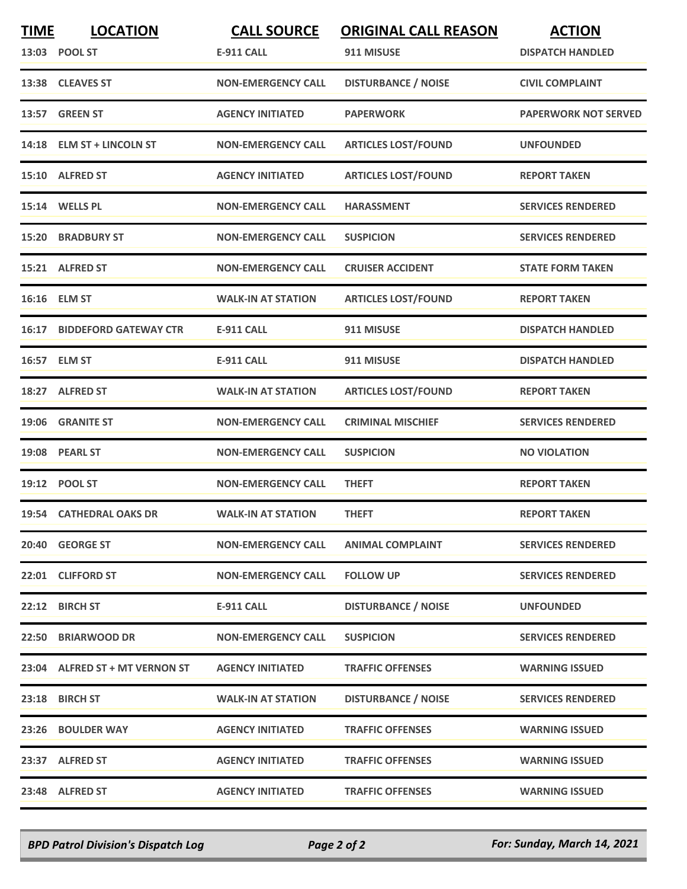| TIME | LOCATION | CALL SOURCE | ORIGINAL CALL REASON | ACTION |
|---|---|---|---|---|
| 13:03 | POOL ST | E-911 CALL | 911 MISUSE | DISPATCH HANDLED |
| 13:38 | CLEAVES ST | NON-EMERGENCY CALL | DISTURBANCE / NOISE | CIVIL COMPLAINT |
| 13:57 | GREEN ST | AGENCY INITIATED | PAPERWORK | PAPERWORK NOT SERVED |
| 14:18 | ELM ST + LINCOLN ST | NON-EMERGENCY CALL | ARTICLES LOST/FOUND | UNFOUNDED |
| 15:10 | ALFRED ST | AGENCY INITIATED | ARTICLES LOST/FOUND | REPORT TAKEN |
| 15:14 | WELLS PL | NON-EMERGENCY CALL | HARASSMENT | SERVICES RENDERED |
| 15:20 | BRADBURY ST | NON-EMERGENCY CALL | SUSPICION | SERVICES RENDERED |
| 15:21 | ALFRED ST | NON-EMERGENCY CALL | CRUISER ACCIDENT | STATE FORM TAKEN |
| 16:16 | ELM ST | WALK-IN AT STATION | ARTICLES LOST/FOUND | REPORT TAKEN |
| 16:17 | BIDDEFORD GATEWAY CTR | E-911 CALL | 911 MISUSE | DISPATCH HANDLED |
| 16:57 | ELM ST | E-911 CALL | 911 MISUSE | DISPATCH HANDLED |
| 18:27 | ALFRED ST | WALK-IN AT STATION | ARTICLES LOST/FOUND | REPORT TAKEN |
| 19:06 | GRANITE ST | NON-EMERGENCY CALL | CRIMINAL MISCHIEF | SERVICES RENDERED |
| 19:08 | PEARL ST | NON-EMERGENCY CALL | SUSPICION | NO VIOLATION |
| 19:12 | POOL ST | NON-EMERGENCY CALL | THEFT | REPORT TAKEN |
| 19:54 | CATHEDRAL OAKS DR | WALK-IN AT STATION | THEFT | REPORT TAKEN |
| 20:40 | GEORGE ST | NON-EMERGENCY CALL | ANIMAL COMPLAINT | SERVICES RENDERED |
| 22:01 | CLIFFORD ST | NON-EMERGENCY CALL | FOLLOW UP | SERVICES RENDERED |
| 22:12 | BIRCH ST | E-911 CALL | DISTURBANCE / NOISE | UNFOUNDED |
| 22:50 | BRIARWOOD DR | NON-EMERGENCY CALL | SUSPICION | SERVICES RENDERED |
| 23:04 | ALFRED ST + MT VERNON ST | AGENCY INITIATED | TRAFFIC OFFENSES | WARNING ISSUED |
| 23:18 | BIRCH ST | WALK-IN AT STATION | DISTURBANCE / NOISE | SERVICES RENDERED |
| 23:26 | BOULDER WAY | AGENCY INITIATED | TRAFFIC OFFENSES | WARNING ISSUED |
| 23:37 | ALFRED ST | AGENCY INITIATED | TRAFFIC OFFENSES | WARNING ISSUED |
| 23:48 | ALFRED ST | AGENCY INITIATED | TRAFFIC OFFENSES | WARNING ISSUED |

*BPD Patrol Division's Dispatch Log* *For: Sunday, March 14, 2021*